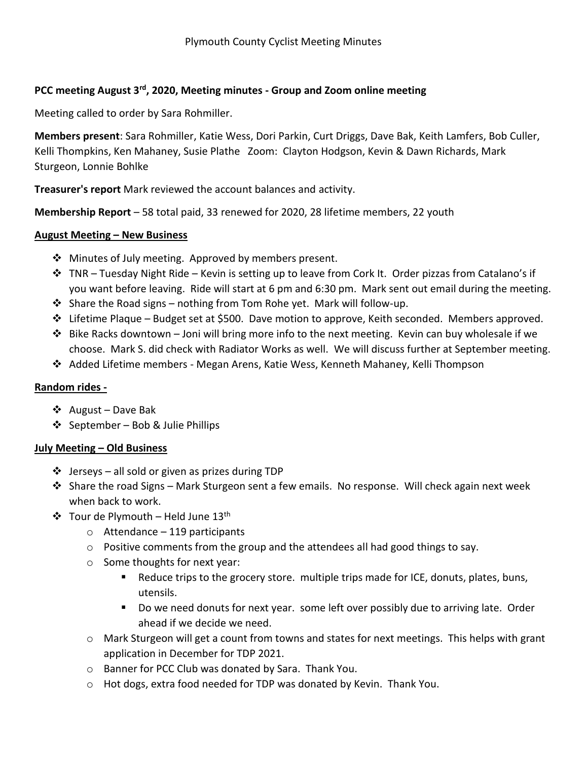Plymouth County Cyclist Meeting Minutes

**PCC meeting August 3rd, 2020, Meeting minutes - Group and Zoom online meeting**

Meeting called to order by Sara Rohmiller.

**Members present**: Sara Rohmiller, Katie Wess, Dori Parkin, Curt Driggs, Dave Bak, Keith Lamfers, Bob Culler, Kelli Thompkins, Ken Mahaney, Susie Plathe Zoom: Clayton Hodgson, Kevin & Dawn Richards, Mark Sturgeon, Lonnie Bohlke

**Treasurer's report** Mark reviewed the account balances and activity.

**Membership Report** – 58 total paid, 33 renewed for 2020, 28 lifetime members, 22 youth

## August Meeting – New Business

- Minutes of July meeting. Approved by members present.
- TNR – Tuesday Night Ride – Kevin is setting up to leave from Cork It. Order pizzas from Catalano's if you want before leaving. Ride will start at 6 pm and 6:30 pm. Mark sent out email during the meeting.
- Share the Road signs – nothing from Tom Rohe yet. Mark will follow-up.
- Lifetime Plaque – Budget set at $500. Dave motion to approve, Keith seconded. Members approved.
- Bike Racks downtown – Joni will bring more info to the next meeting. Kevin can buy wholesale if we choose. Mark S. did check with Radiator Works as well. We will discuss further at September meeting.
- Added Lifetime members - Megan Arens, Katie Wess, Kenneth Mahaney, Kelli Thompson

## Random rides -

- August – Dave Bak
- September – Bob & Julie Phillips

## July Meeting – Old Business

- Jerseys – all sold or given as prizes during TDP
- Share the road Signs – Mark Sturgeon sent a few emails. No response. Will check again next week when back to work.
- Tour de Plymouth – Held June 13th
  - Attendance – 119 participants
  - Positive comments from the group and the attendees all had good things to say.
  - Some thoughts for next year:
    - Reduce trips to the grocery store. multiple trips made for ICE, donuts, plates, buns, utensils.
    - Do we need donuts for next year. some left over possibly due to arriving late. Order ahead if we decide we need.
  - Mark Sturgeon will get a count from towns and states for next meetings. This helps with grant application in December for TDP 2021.
  - Banner for PCC Club was donated by Sara. Thank You.
  - Hot dogs, extra food needed for TDP was donated by Kevin. Thank You.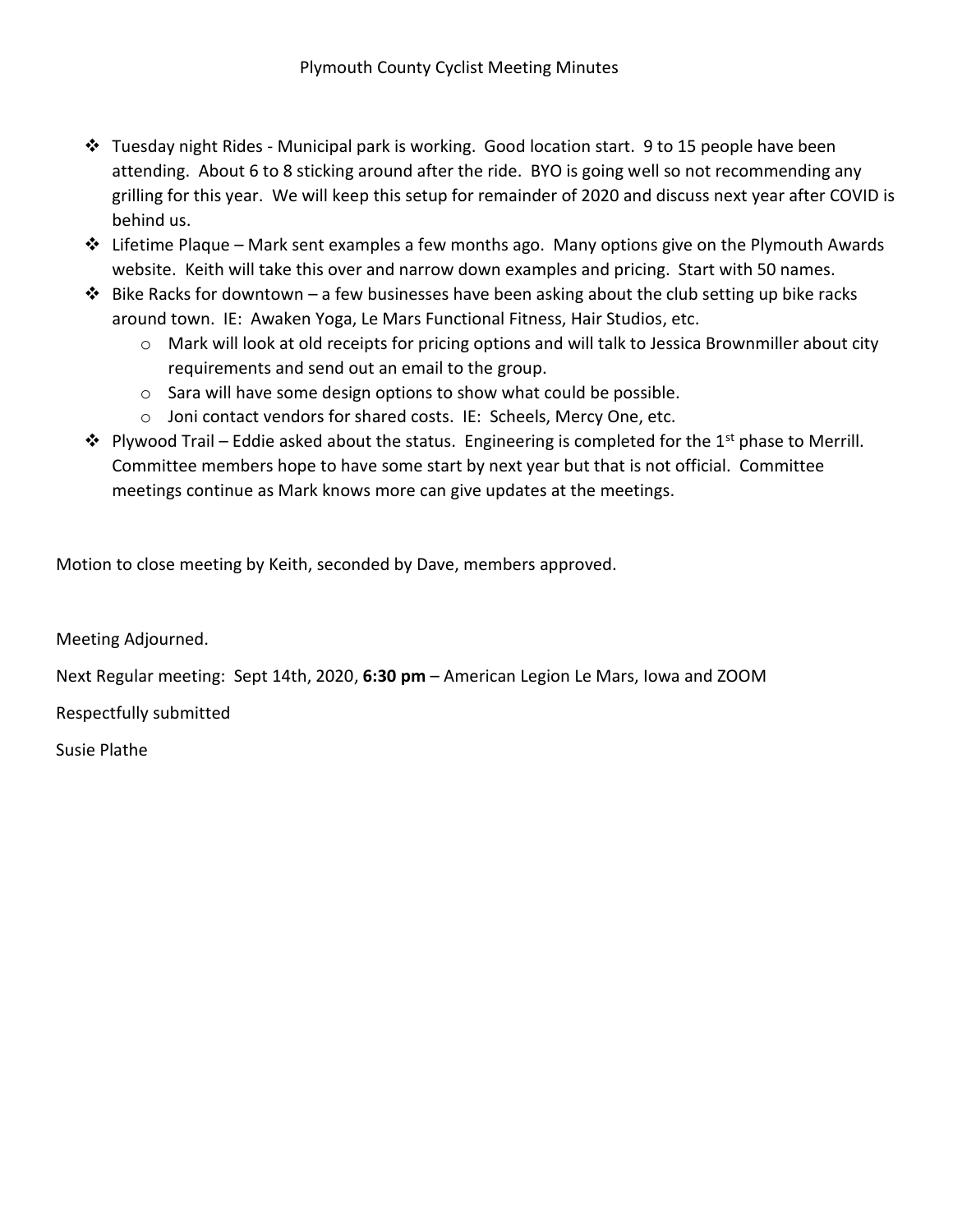Plymouth County Cyclist Meeting Minutes

- Tuesday night Rides - Municipal park is working. Good location start. 9 to 15 people have been attending. About 6 to 8 sticking around after the ride. BYO is going well so not recommending any grilling for this year. We will keep this setup for remainder of 2020 and discuss next year after COVID is behind us.
- Lifetime Plaque – Mark sent examples a few months ago. Many options give on the Plymouth Awards website. Keith will take this over and narrow down examples and pricing. Start with 50 names.
- Bike Racks for downtown – a few businesses have been asking about the club setting up bike racks around town. IE: Awaken Yoga, Le Mars Functional Fitness, Hair Studios, etc.
  - Mark will look at old receipts for pricing options and will talk to Jessica Brownmiller about city requirements and send out an email to the group.
  - Sara will have some design options to show what could be possible.
  - Joni contact vendors for shared costs. IE: Scheels, Mercy One, etc.
- Plywood Trail – Eddie asked about the status. Engineering is completed for the 1st phase to Merrill. Committee members hope to have some start by next year but that is not official. Committee meetings continue as Mark knows more can give updates at the meetings.

Motion to close meeting by Keith, seconded by Dave, members approved.

Meeting Adjourned.

Next Regular meeting: Sept 14th, 2020, **6:30 pm** – American Legion Le Mars, Iowa and ZOOM

Respectfully submitted

Susie Plathe